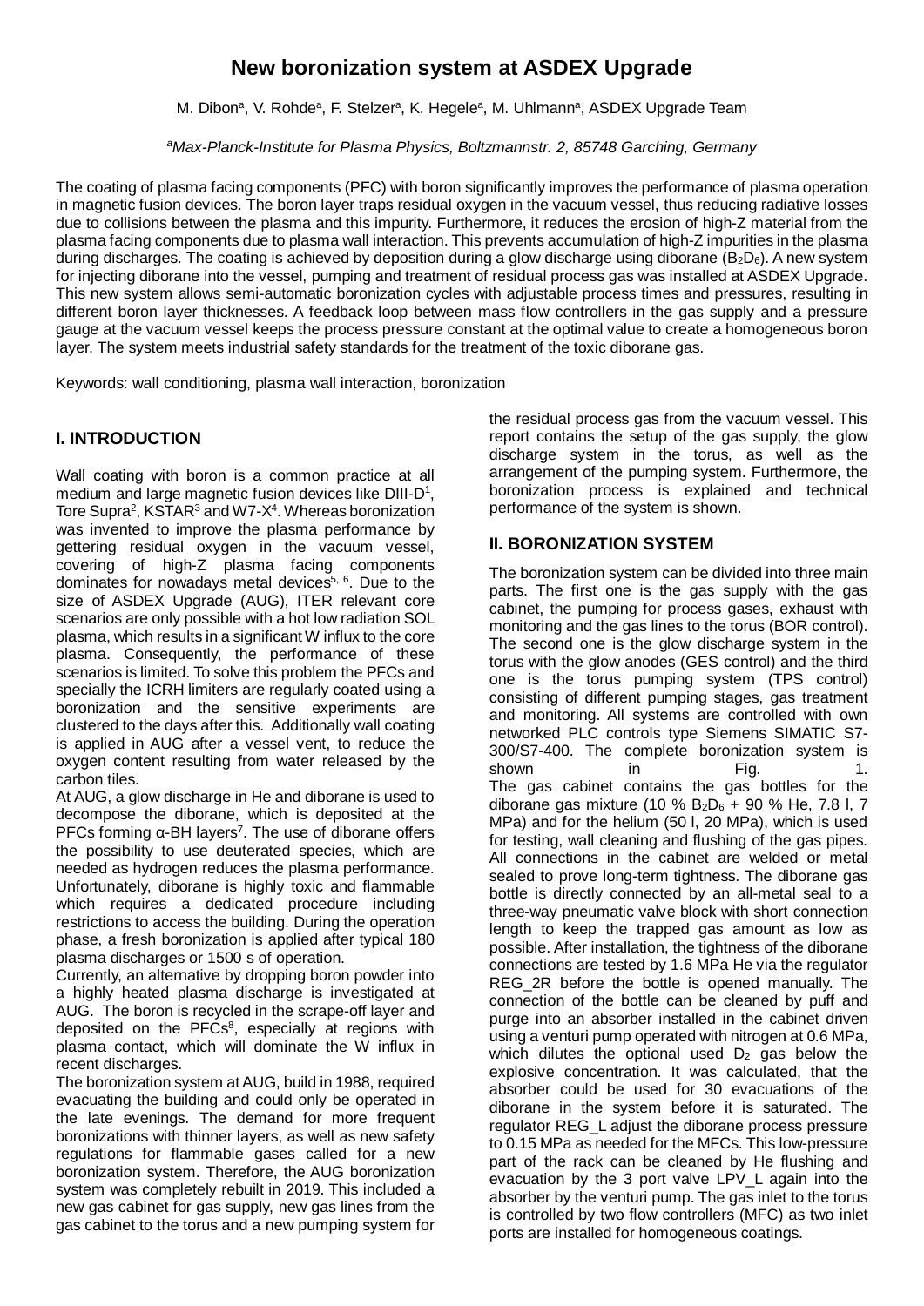# New boronization system at ASDEX Upgrade

M. Dibon[a], V. Rohde[a], F. Stelzer[a], K. Hegele[a], M. Uhlmann[a], ASDEX Upgrade Team

[a]*Max-Planck-Institute for Plasma Physics, Boltzmannstr. 2, 85748 Garching, Germany*

The coating of plasma facing components (PFC) with boron significantly improves the performance of plasma operation in magnetic fusion devices. The boron layer traps residual oxygen in the vacuum vessel, thus reducing radiative losses due to collisions between the plasma and this impurity. Furthermore, it reduces the erosion of high-Z material from the plasma facing components due to plasma wall interaction. This prevents accumulation of high-Z impurities in the plasma during discharges. The coating is achieved by deposition during a glow discharge using diborane ($B_2D_6$). A new system for injecting diborane into the vessel, pumping and treatment of residual process gas was installed at ASDEX Upgrade. This new system allows semi-automatic boronization cycles with adjustable process times and pressures, resulting in different boron layer thicknesses. A feedback loop between mass flow controllers in the gas supply and a pressure gauge at the vacuum vessel keeps the process pressure constant at the optimal value to create a homogeneous boron layer. The system meets industrial safety standards for the treatment of the toxic diborane gas.

Keywords: wall conditioning, plasma wall interaction, boronization

## I. INTRODUCTION

Wall coating with boron is a common practice at all medium and large magnetic fusion devices like DIII-D[1], Tore Supra[2], KSTAR[3] and W7-X[4]. Whereas boronization was invented to improve the plasma performance by gettering residual oxygen in the vacuum vessel, covering of high-Z plasma facing components dominates for nowadays metal devices[5, 6]. Due to the size of ASDEX Upgrade (AUG), ITER relevant core scenarios are only possible with a hot low radiation SOL plasma, which results in a significant W influx to the core plasma. Consequently, the performance of these scenarios is limited. To solve this problem the PFCs and specially the ICRH limiters are regularly coated using a boronization and the sensitive experiments are clustered to the days after this. Additionally wall coating is applied in AUG after a vessel vent, to reduce the oxygen content resulting from water released by the carbon tiles.

At AUG, a glow discharge in He and diborane is used to decompose the diborane, which is deposited at the PFCs forming α-BH layers[7]. The use of diborane offers the possibility to use deuterated species, which are needed as hydrogen reduces the plasma performance. Unfortunately, diborane is highly toxic and flammable which requires a dedicated procedure including restrictions to access the building. During the operation phase, a fresh boronization is applied after typical 180 plasma discharges or 1500 s of operation.

Currently, an alternative by dropping boron powder into a highly heated plasma discharge is investigated at AUG. The boron is recycled in the scrape-off layer and deposited on the PFCs[8], especially at regions with plasma contact, which will dominate the W influx in recent discharges.

The boronization system at AUG, build in 1988, required evacuating the building and could only be operated in the late evenings. The demand for more frequent boronizations with thinner layers, as well as new safety regulations for flammable gases called for a new boronization system. Therefore, the AUG boronization system was completely rebuilt in 2019. This included a new gas cabinet for gas supply, new gas lines from the gas cabinet to the torus and a new pumping system for the residual process gas from the vacuum vessel. This report contains the setup of the gas supply, the glow discharge system in the torus, as well as the arrangement of the pumping system. Furthermore, the boronization process is explained and technical performance of the system is shown.

## II. BORONIZATION SYSTEM

The boronization system can be divided into three main parts. The first one is the gas supply with the gas cabinet, the pumping for process gases, exhaust with monitoring and the gas lines to the torus (BOR control). The second one is the glow discharge system in the torus with the glow anodes (GES control) and the third one is the torus pumping system (TPS control) consisting of different pumping stages, gas treatment and monitoring. All systems are controlled with own networked PLC controls type Siemens SIMATIC S7-300/S7-400. The complete boronization system is shown in Fig. 1.

The gas cabinet contains the gas bottles for the diborane gas mixture (10 % $B_2D_6$ + 90 % He, 7.8 l, 7 MPa) and for the helium (50 l, 20 MPa), which is used for testing, wall cleaning and flushing of the gas pipes. All connections in the cabinet are welded or metal sealed to prove long-term tightness. The diborane gas bottle is directly connected by an all-metal seal to a three-way pneumatic valve block with short connection length to keep the trapped gas amount as low as possible. After installation, the tightness of the diborane connections are tested by 1.6 MPa He via the regulator REG_2R before the bottle is opened manually. The connection of the bottle can be cleaned by puff and purge into an absorber installed in the cabinet driven using a venturi pump operated with nitrogen at 0.6 MPa, which dilutes the optional used $D_2$ gas below the explosive concentration. It was calculated, that the absorber could be used for 30 evacuations of the diborane in the system before it is saturated. The regulator REG_L adjust the diborane process pressure to 0.15 MPa as needed for the MFCs. This low-pressure part of the rack can be cleaned by He flushing and evacuation by the 3 port valve LPV_L again into the absorber by the venturi pump. The gas inlet to the torus is controlled by two flow controllers (MFC) as two inlet ports are installed for homogeneous coatings.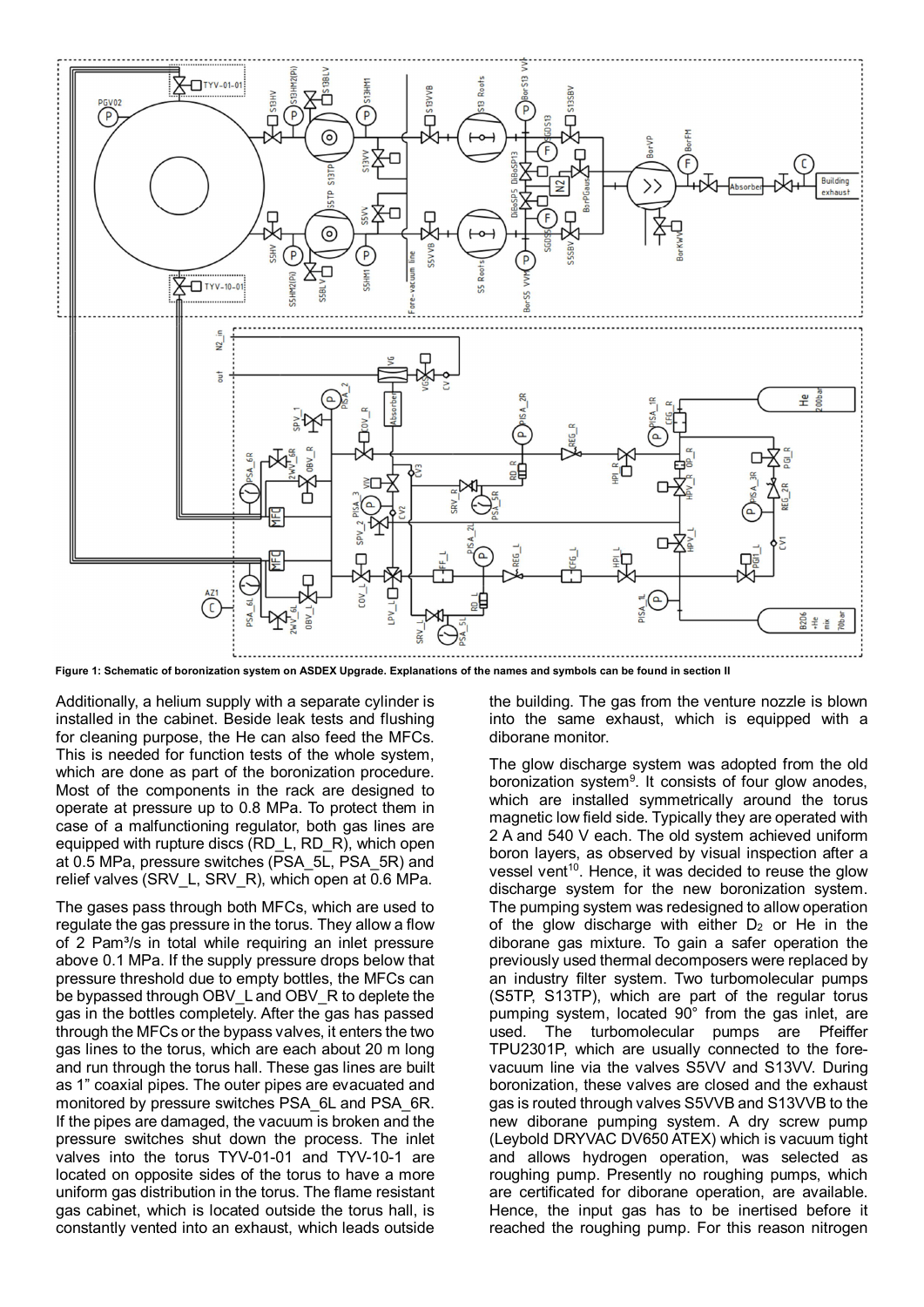Figure 1: Schematic of boronization system on ASDEX Upgrade. Explanations of the names and symbols can be found in section II

Additionally, a helium supply with a separate cylinder is installed in the cabinet. Beside leak tests and flushing for cleaning purpose, the He can also feed the MFCs. This is needed for function tests of the whole system, which are done as part of the boronization procedure. Most of the components in the rack are designed to operate at pressure up to 0.8 MPa. To protect them in case of a malfunctioning regulator, both gas lines are equipped with rupture discs (RD_L, RD_R), which open at 0.5 MPa, pressure switches (PSA_5L, PSA_5R) and relief valves (SRV_L, SRV_R), which open at 0.6 MPa.

The gases pass through both MFCs, which are used to regulate the gas pressure in the torus. They allow a flow of 2 Pam³/s in total while requiring an inlet pressure above 0.1 MPa. If the supply pressure drops below that pressure threshold due to empty bottles, the MFCs can be bypassed through OBV_L and OBV_R to deplete the gas in the bottles completely. After the gas has passed through the MFCs or the bypass valves, it enters the two gas lines to the torus, which are each about 20 m long and run through the torus hall. These gas lines are built as 1" coaxial pipes. The outer pipes are evacuated and monitored by pressure switches PSA_6L and PSA_6R. If the pipes are damaged, the vacuum is broken and the pressure switches shut down the process. The inlet valves into the torus TYV-01-01 and TYV-10-1 are located on opposite sides of the torus to have a more uniform gas distribution in the torus. The flame resistant gas cabinet, which is located outside the torus hall, is constantly vented into an exhaust, which leads outside the building. The gas from the venture nozzle is blown into the same exhaust, which is equipped with a diborane monitor.

The glow discharge system was adopted from the old boronization system[9]. It consists of four glow anodes, which are installed symmetrically around the torus magnetic low field side. Typically they are operated with 2 A and 540 V each. The old system achieved uniform boron layers, as observed by visual inspection after a vessel vent[10]. Hence, it was decided to reuse the glow discharge system for the new boronization system. The pumping system was redesigned to allow operation of the glow discharge with either $D_2$ or He in the diborane gas mixture. To gain a safer operation the previously used thermal decomposers were replaced by an industry filter system. Two turbomolecular pumps (S5TP, S13TP), which are part of the regular torus pumping system, located 90° from the gas inlet, are used. The turbomolecular pumps are Pfeiffer TPU2301P, which are usually connected to the fore-vacuum line via the valves S5VV and S13VV. During boronization, these valves are closed and the exhaust gas is routed through valves S5VVB and S13VVB to the new diborane pumping system. A dry screw pump (Leybold DRYVAC DV650 ATEX) which is vacuum tight and allows hydrogen operation, was selected as roughing pump. Presently no roughing pumps, which are certificated for diborane operation, are available. Hence, the input gas has to be inertised before it reached the roughing pump. For this reason nitrogen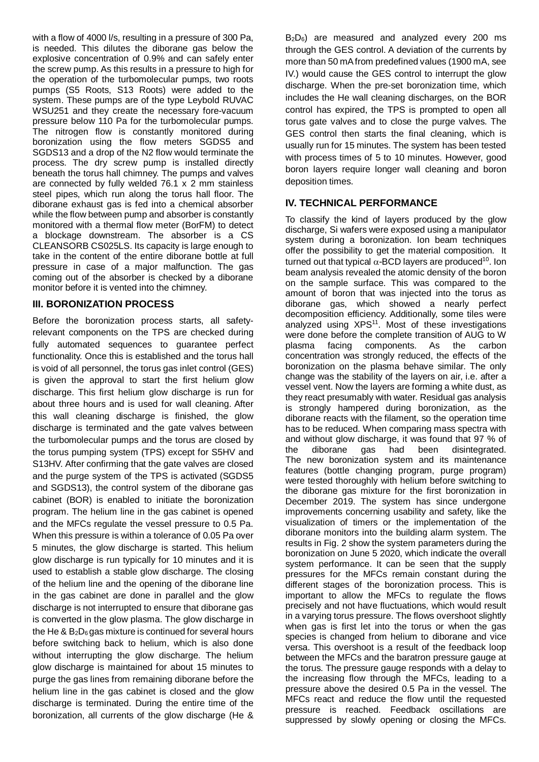with a flow of 4000 l/s, resulting in a pressure of 300 Pa, is needed. This dilutes the diborane gas below the explosive concentration of 0.9% and can safely enter the screw pump. As this results in a pressure to high for the operation of the turbomolecular pumps, two roots pumps (S5 Roots, S13 Roots) were added to the system. These pumps are of the type Leybold RUVAC WSU251 and they create the necessary fore-vacuum pressure below 110 Pa for the turbomolecular pumps. The nitrogen flow is constantly monitored during boronization using the flow meters SGDS5 and SGDS13 and a drop of the N2 flow would terminate the process. The dry screw pump is installed directly beneath the torus hall chimney. The pumps and valves are connected by fully welded 76.1 x 2 mm stainless steel pipes, which run along the torus hall floor. The diborane exhaust gas is fed into a chemical absorber while the flow between pump and absorber is constantly monitored with a thermal flow meter (BorFM) to detect a blockage downstream. The absorber is a CS CLEANSORB CS025LS. Its capacity is large enough to take in the content of the entire diborane bottle at full pressure in case of a major malfunction. The gas coming out of the absorber is checked by a diborane monitor before it is vented into the chimney.

## III. BORONIZATION PROCESS

Before the boronization process starts, all safety-relevant components on the TPS are checked during fully automated sequences to guarantee perfect functionality. Once this is established and the torus hall is void of all personnel, the torus gas inlet control (GES) is given the approval to start the first helium glow discharge. This first helium glow discharge is run for about three hours and is used for wall cleaning. After this wall cleaning discharge is finished, the glow discharge is terminated and the gate valves between the turbomolecular pumps and the torus are closed by the torus pumping system (TPS) except for S5HV and S13HV. After confirming that the gate valves are closed and the purge system of the TPS is activated (SGDS5 and SGDS13), the control system of the diborane gas cabinet (BOR) is enabled to initiate the boronization program. The helium line in the gas cabinet is opened and the MFCs regulate the vessel pressure to 0.5 Pa. When this pressure is within a tolerance of 0.05 Pa over 5 minutes, the glow discharge is started. This helium glow discharge is run typically for 10 minutes and it is used to establish a stable glow discharge. The closing of the helium line and the opening of the diborane line in the gas cabinet are done in parallel and the glow discharge is not interrupted to ensure that diborane gas is converted in the glow plasma. The glow discharge in the He & $B_2D_6$ gas mixture is continued for several hours before switching back to helium, which is also done without interrupting the glow discharge. The helium glow discharge is maintained for about 15 minutes to purge the gas lines from remaining diborane before the helium line in the gas cabinet is closed and the glow discharge is terminated. During the entire time of the boronization, all currents of the glow discharge (He & $B_2D_6$) are measured and analyzed every 200 ms through the GES control. A deviation of the currents by more than 50 mA from predefined values (1900 mA, see IV.) would cause the GES control to interrupt the glow discharge. When the pre-set boronization time, which includes the He wall cleaning discharges, on the BOR control has expired, the TPS is prompted to open all torus gate valves and to close the purge valves. The GES control then starts the final cleaning, which is usually run for 15 minutes. The system has been tested with process times of 5 to 10 minutes. However, good boron layers require longer wall cleaning and boron deposition times.

## IV. TECHNICAL PERFORMANCE

To classify the kind of layers produced by the glow discharge, Si wafers were exposed using a manipulator system during a boronization. Ion beam techniques offer the possibility to get the material composition. It turned out that typical $\alpha$-BCD layers are produced[10]. Ion beam analysis revealed the atomic density of the boron on the sample surface. This was compared to the amount of boron that was injected into the torus as diborane gas, which showed a nearly perfect decomposition efficiency. Additionally, some tiles were analyzed using XPS[11]. Most of these investigations were done before the complete transition of AUG to W plasma facing components. As the carbon concentration was strongly reduced, the effects of the boronization on the plasma behave similar. The only change was the stability of the layers on air, i.e. after a vessel vent. Now the layers are forming a white dust, as they react presumably with water. Residual gas analysis is strongly hampered during boronization, as the diborane reacts with the filament, so the operation time has to be reduced. When comparing mass spectra with and without glow discharge, it was found that 97 % of the diborane gas had been disintegrated. The new boronization system and its maintenance features (bottle changing program, purge program) were tested thoroughly with helium before switching to the diborane gas mixture for the first boronization in December 2019. The system has since undergone improvements concerning usability and safety, like the visualization of timers or the implementation of the diborane monitors into the building alarm system. The results in Fig. 2 show the system parameters during the boronization on June 5 2020, which indicate the overall system performance. It can be seen that the supply pressures for the MFCs remain constant during the different stages of the boronization process. This is important to allow the MFCs to regulate the flows precisely and not have fluctuations, which would result in a varying torus pressure. The flows overshoot slightly when gas is first let into the torus or when the gas species is changed from helium to diborane and vice versa. This overshoot is a result of the feedback loop between the MFCs and the baratron pressure gauge at the torus. The pressure gauge responds with a delay to the increasing flow through the MFCs, leading to a pressure above the desired 0.5 Pa in the vessel. The MFCs react and reduce the flow until the requested pressure is reached. Feedback oscillations are suppressed by slowly opening or closing the MFCs.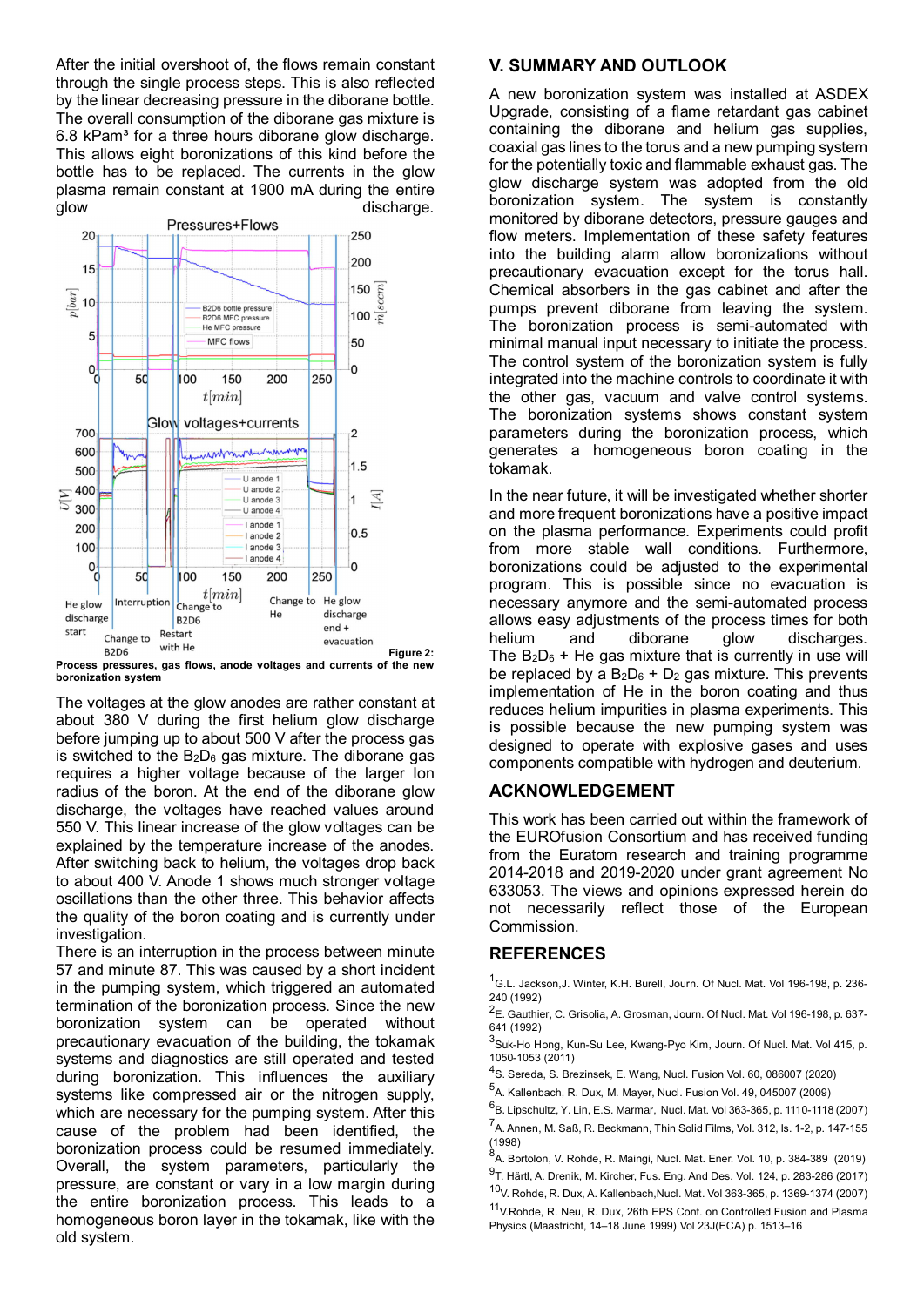After the initial overshoot of, the flows remain constant through the single process steps. This is also reflected by the linear decreasing pressure in the diborane bottle. The overall consumption of the diborane gas mixture is 6.8 kPam³ for a three hours diborane glow discharge. This allows eight boronizations of this kind before the bottle has to be replaced. The currents in the glow plasma remain constant at 1900 mA during the entire glow discharge.

Pressures+Flows

p[bar]

20
15
10
5
0

250
200
150
100
50
0

ṁ[sccm]

B2D6 bottle pressure
B2D6 MFC pressure
He MFC pressure
MFC flows

0 50 100 150 200 250

t[min]

Glow voltages+currents

U[V]

700
600
500
400
300
200
100
0

2
1.5
1
0.5
0

I[A]

U anode 1
U anode 2
U anode 3
U anode 4
I anode 1
I anode 2
I anode 3
I anode 4

0 50 100 150 200 250

t[min]

He glow discharge start

Interruption

Change to B2D6

Change to B2D6

Restart with He

Change to He

He glow discharge end + evacuation

**Figure 2: Process pressures, gas flows, anode voltages and currents of the new boronization system**

The voltages at the glow anodes are rather constant at about 380 V during the first helium glow discharge before jumping up to about 500 V after the process gas is switched to the $B_2D_6$ gas mixture. The diborane gas requires a higher voltage because of the larger Ion radius of the boron. At the end of the diborane glow discharge, the voltages have reached values around 550 V. This linear increase of the glow voltages can be explained by the temperature increase of the anodes. After switching back to helium, the voltages drop back to about 400 V. Anode 1 shows much stronger voltage oscillations than the other three. This behavior affects the quality of the boron coating and is currently under investigation.

There is an interruption in the process between minute 57 and minute 87. This was caused by a short incident in the pumping system, which triggered an automated termination of the boronization process. Since the new boronization system can be operated without precautionary evacuation of the building, the tokamak systems and diagnostics are still operated and tested during boronization. This influences the auxiliary systems like compressed air or the nitrogen supply, which are necessary for the pumping system. After this cause of the problem had been identified, the boronization process could be resumed immediately. Overall, the system parameters, particularly the pressure, are constant or vary in a low margin during the entire boronization process. This leads to a homogeneous boron layer in the tokamak, like with the old system.

## V. SUMMARY AND OUTLOOK

A new boronization system was installed at ASDEX Upgrade, consisting of a flame retardant gas cabinet containing the diborane and helium gas supplies, coaxial gas lines to the torus and a new pumping system for the potentially toxic and flammable exhaust gas. The glow discharge system was adopted from the old boronization system. The system is constantly monitored by diborane detectors, pressure gauges and flow meters. Implementation of these safety features into the building alarm allow boronizations without precautionary evacuation except for the torus hall. Chemical absorbers in the gas cabinet and after the pumps prevent diborane from leaving the system. The boronization process is semi-automated with minimal manual input necessary to initiate the process. The control system of the boronization system is fully integrated into the machine controls to coordinate it with the other gas, vacuum and valve control systems. The boronization systems shows constant system parameters during the boronization process, which generates a homogeneous boron coating in the tokamak.

In the near future, it will be investigated whether shorter and more frequent boronizations have a positive impact on the plasma performance. Experiments could profit from more stable wall conditions. Furthermore, boronizations could be adjusted to the experimental program. This is possible since no evacuation is necessary anymore and the semi-automated process allows easy adjustments of the process times for both helium and diborane glow discharges. The $B_2D_6$ + He gas mixture that is currently in use will be replaced by a $B_2D_6$ + $D_2$ gas mixture. This prevents implementation of He in the boron coating and thus reduces helium impurities in plasma experiments. This is possible because the new pumping system was designed to operate with explosive gases and uses components compatible with hydrogen and deuterium.

## ACKNOWLEDGEMENT

This work has been carried out within the framework of the EUROfusion Consortium and has received funding from the Euratom research and training programme 2014-2018 and 2019-2020 under grant agreement No 633053. The views and opinions expressed herein do not necessarily reflect those of the European Commission.

## REFERENCES

[1] G.L. Jackson,J. Winter, K.H. Burell, Journ. Of Nucl. Mat. Vol 196-198, p. 236-240 (1992)

[2] E. Gauthier, C. Grisolia, A. Grosman, Journ. Of Nucl. Mat. Vol 196-198, p. 637-641 (1992)

[3] Suk-Ho Hong, Kun-Su Lee, Kwang-Pyo Kim, Journ. Of Nucl. Mat. Vol 415, p. 1050-1053 (2011)

[4] S. Sereda, S. Brezinsek, E. Wang, Nucl. Fusion Vol. 60, 086007 (2020)

[5] A. Kallenbach, R. Dux, M. Mayer, Nucl. Fusion Vol. 49, 045007 (2009)

[6] B. Lipschultz, Y. Lin, E.S. Marmar, Nucl. Mat. Vol 363-365, p. 1110-1118 (2007)

[7] A. Annen, M. Saß, R. Beckmann, Thin Solid Films, Vol. 312, Is. 1-2, p. 147-155 (1998)

[8] A. Bortolon, V. Rohde, R. Maingi, Nucl. Mat. Ener. Vol. 10, p. 384-389 (2019)

[9] T. Härtl, A. Drenik, M. Kircher, Fus. Eng. And Des. Vol. 124, p. 283-286 (2017)

[10] V. Rohde, R. Dux, A. Kallenbach,Nucl. Mat. Vol 363-365, p. 1369-1374 (2007)

[11] V.Rohde, R. Neu, R. Dux, 26th EPS Conf. on Controlled Fusion and Plasma Physics (Maastricht, 14–18 June 1999) Vol 23J(ECA) p. 1513–16